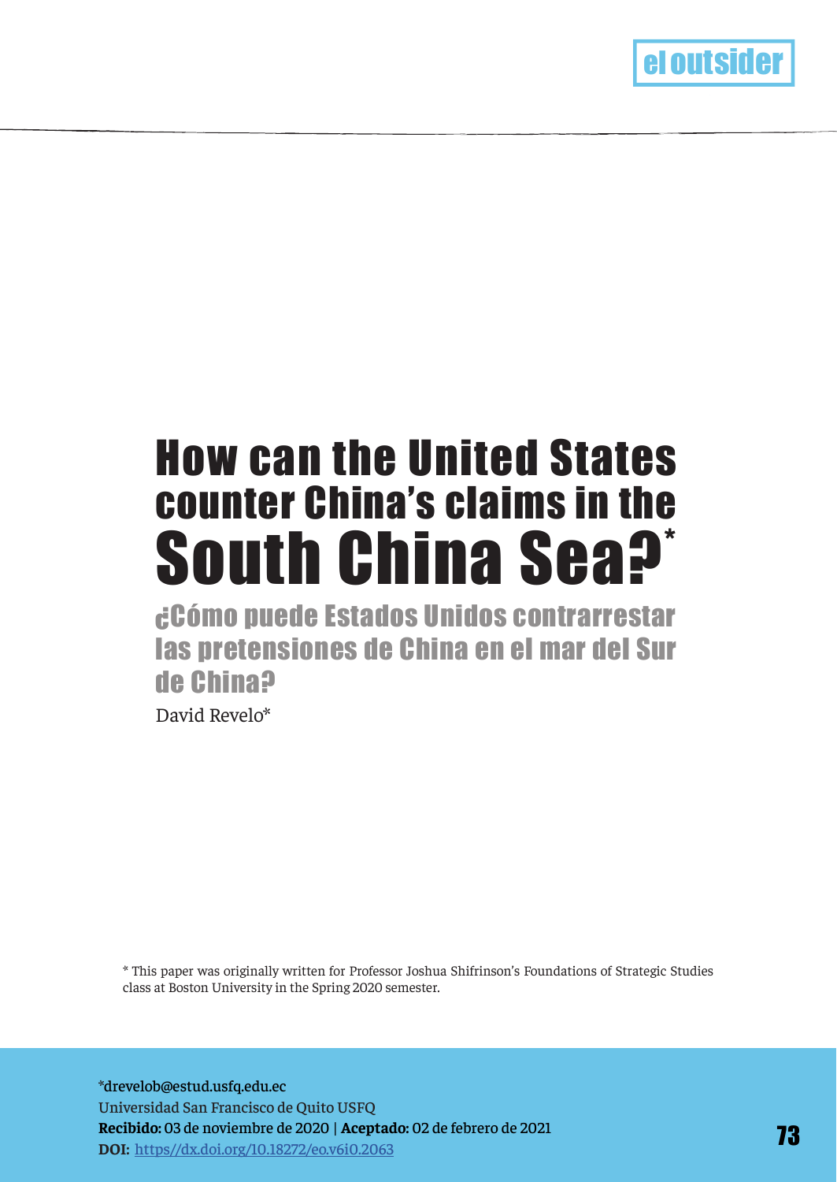# How can the United States counter China's claims in the South China Sea?*

## ¿Cómo puede Estados Unidos contrarrestar las pretensiones de China en el mar del Sur de China?

David Revelo*

\* This paper was originally written for Professor Joshua Shifrinson's Foundations of Strategic Studies class at Boston University in the Spring 2020 semester.

*drevelob@estud.usfq.edu.ec
Universidad San Francisco de Quito USFQ
**Recibido:** 03 de noviembre de 2020 | **Aceptado:** 02 de febrero de 2021
**DOI:** [https//dx.doi.org/10.18272/eo.v6i0.2063](https//dx.doi.org/10.18272/eo.v6i0.2063)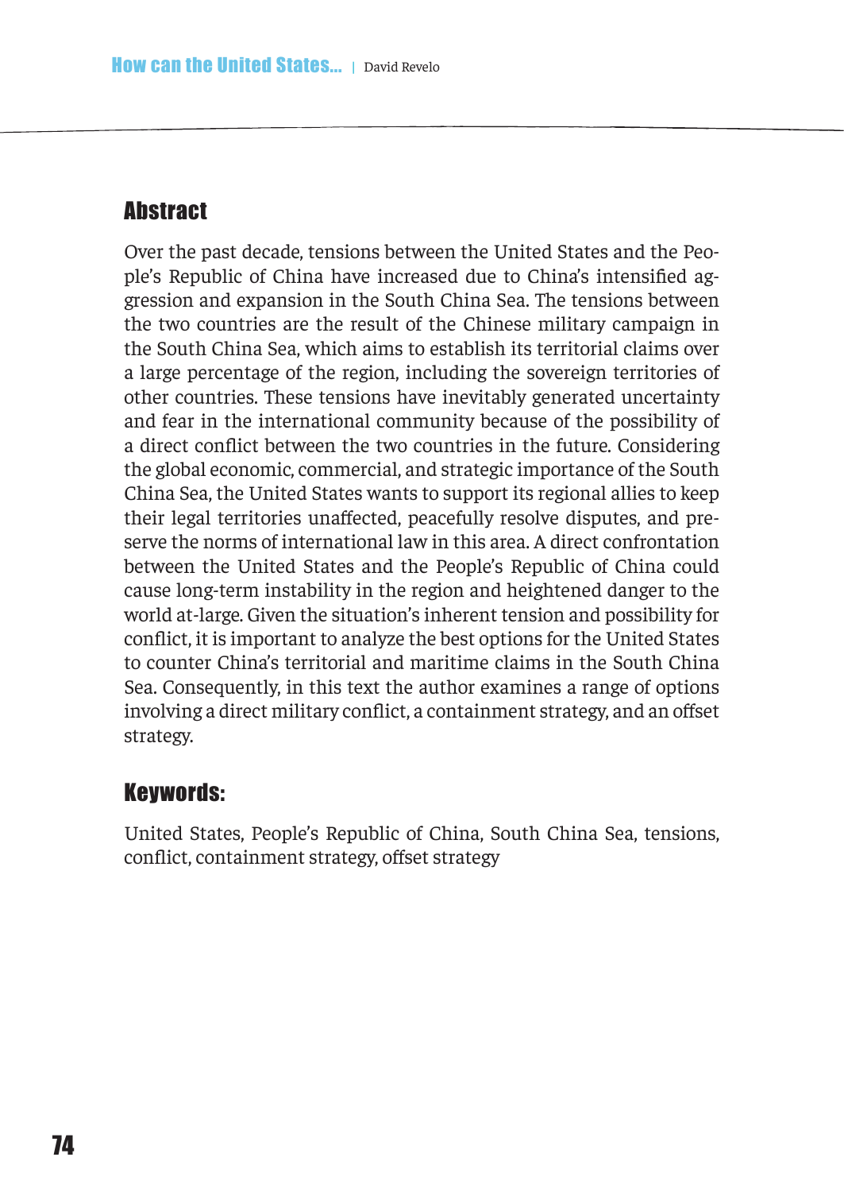## Abstract

Over the past decade, tensions between the United States and the People's Republic of China have increased due to China's intensified aggression and expansion in the South China Sea. The tensions between the two countries are the result of the Chinese military campaign in the South China Sea, which aims to establish its territorial claims over a large percentage of the region, including the sovereign territories of other countries. These tensions have inevitably generated uncertainty and fear in the international community because of the possibility of a direct conflict between the two countries in the future. Considering the global economic, commercial, and strategic importance of the South China Sea, the United States wants to support its regional allies to keep their legal territories unaffected, peacefully resolve disputes, and preserve the norms of international law in this area. A direct confrontation between the United States and the People's Republic of China could cause long-term instability in the region and heightened danger to the world at-large. Given the situation's inherent tension and possibility for conflict, it is important to analyze the best options for the United States to counter China's territorial and maritime claims in the South China Sea. Consequently, in this text the author examines a range of options involving a direct military conflict, a containment strategy, and an offset strategy.

## Keywords:

United States, People's Republic of China, South China Sea, tensions, conflict, containment strategy, offset strategy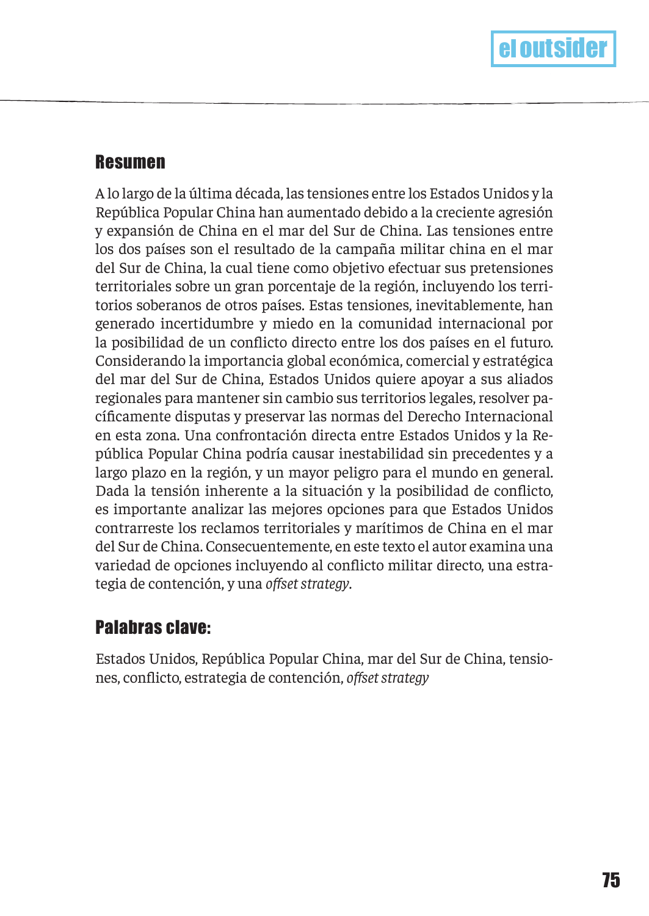## Resumen

A lo largo de la última década, las tensiones entre los Estados Unidos y la República Popular China han aumentado debido a la creciente agresión y expansión de China en el mar del Sur de China. Las tensiones entre los dos países son el resultado de la campaña militar china en el mar del Sur de China, la cual tiene como objetivo efectuar sus pretensiones territoriales sobre un gran porcentaje de la región, incluyendo los territorios soberanos de otros países. Estas tensiones, inevitablemente, han generado incertidumbre y miedo en la comunidad internacional por la posibilidad de un conflicto directo entre los dos países en el futuro. Considerando la importancia global económica, comercial y estratégica del mar del Sur de China, Estados Unidos quiere apoyar a sus aliados regionales para mantener sin cambio sus territorios legales, resolver pacíficamente disputas y preservar las normas del Derecho Internacional en esta zona. Una confrontación directa entre Estados Unidos y la República Popular China podría causar inestabilidad sin precedentes y a largo plazo en la región, y un mayor peligro para el mundo en general. Dada la tensión inherente a la situación y la posibilidad de conflicto, es importante analizar las mejores opciones para que Estados Unidos contrarreste los reclamos territoriales y marítimos de China en el mar del Sur de China. Consecuentemente, en este texto el autor examina una variedad de opciones incluyendo al conflicto militar directo, una estrategia de contención, y una *offset strategy*.

## Palabras clave:

Estados Unidos, República Popular China, mar del Sur de China, tensiones, conflicto, estrategia de contención, *offset strategy*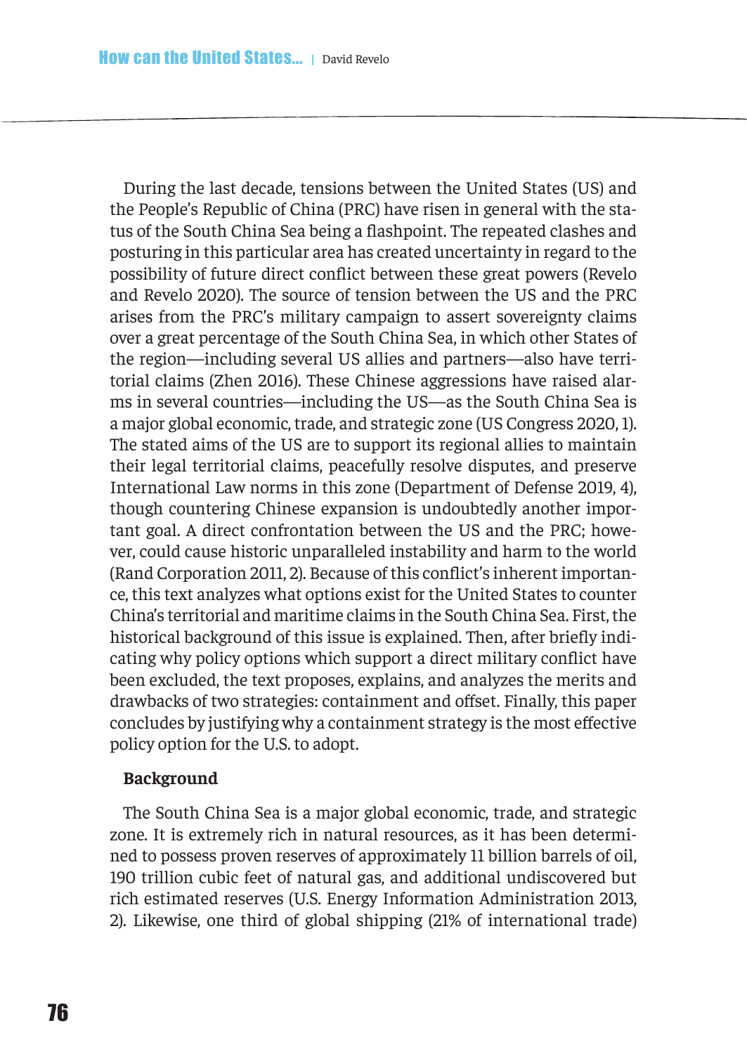During the last decade, tensions between the United States (US) and the People's Republic of China (PRC) have risen in general with the status of the South China Sea being a flashpoint. The repeated clashes and posturing in this particular area has created uncertainty in regard to the possibility of future direct conflict between these great powers (Revelo and Revelo 2020). The source of tension between the US and the PRC arises from the PRC's military campaign to assert sovereignty claims over a great percentage of the South China Sea, in which other States of the region—including several US allies and partners—also have territorial claims (Zhen 2016). These Chinese aggressions have raised alarms in several countries—including the US—as the South China Sea is a major global economic, trade, and strategic zone (US Congress 2020, 1). The stated aims of the US are to support its regional allies to maintain their legal territorial claims, peacefully resolve disputes, and preserve International Law norms in this zone (Department of Defense 2019, 4), though countering Chinese expansion is undoubtedly another important goal. A direct confrontation between the US and the PRC; however, could cause historic unparalleled instability and harm to the world (Rand Corporation 2011, 2). Because of this conflict's inherent importance, this text analyzes what options exist for the United States to counter China's territorial and maritime claims in the South China Sea. First, the historical background of this issue is explained. Then, after briefly indicating why policy options which support a direct military conflict have been excluded, the text proposes, explains, and analyzes the merits and drawbacks of two strategies: containment and offset. Finally, this paper concludes by justifying why a containment strategy is the most effective policy option for the U.S. to adopt.

## Background

The South China Sea is a major global economic, trade, and strategic zone. It is extremely rich in natural resources, as it has been determined to possess proven reserves of approximately 11 billion barrels of oil, 190 trillion cubic feet of natural gas, and additional undiscovered but rich estimated reserves (U.S. Energy Information Administration 2013, 2). Likewise, one third of global shipping (21% of international trade)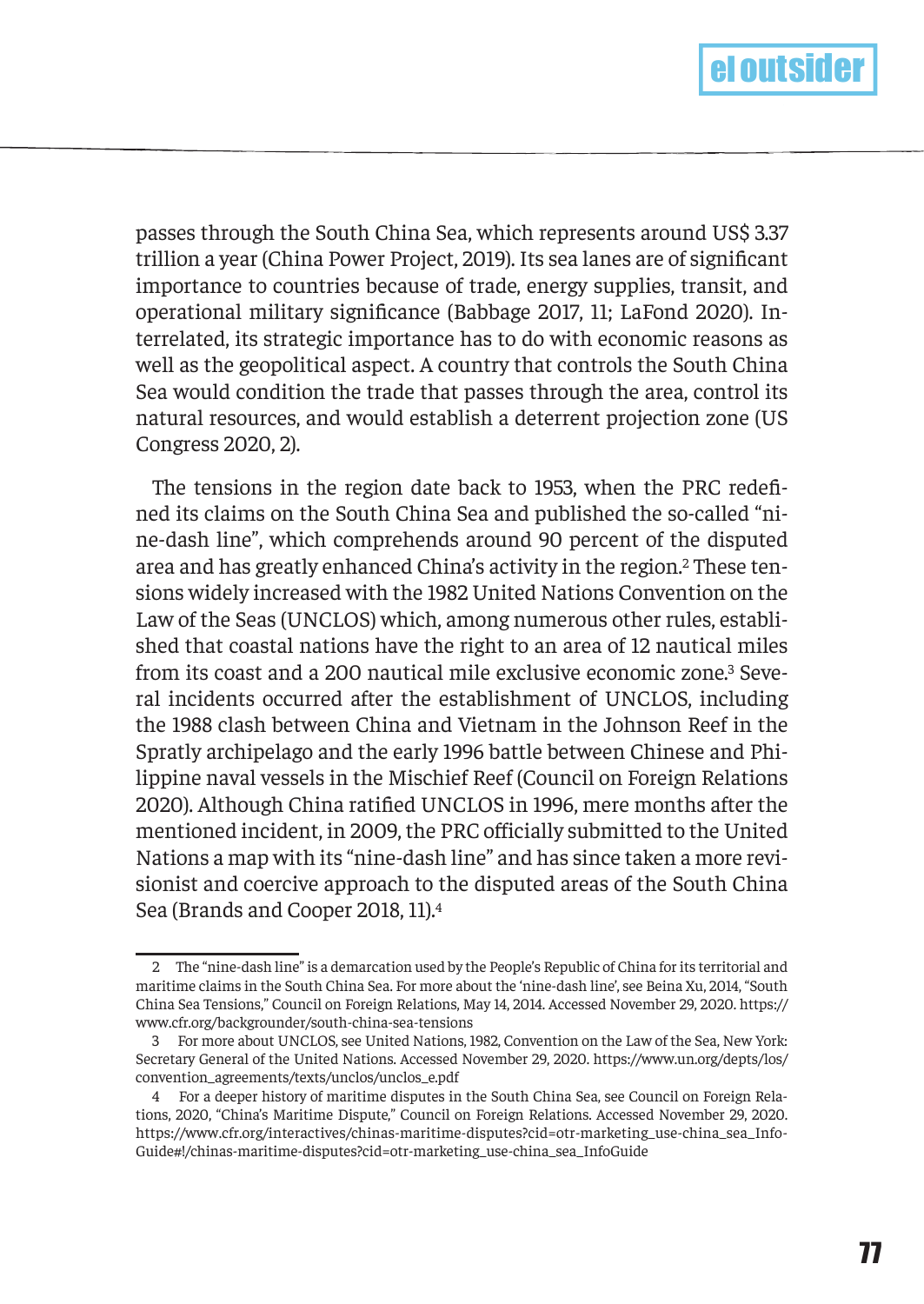passes through the South China Sea, which represents around US$ 3.37 trillion a year (China Power Project, 2019). Its sea lanes are of significant importance to countries because of trade, energy supplies, transit, and operational military significance (Babbage 2017, 11; LaFond 2020). Interrelated, its strategic importance has to do with economic reasons as well as the geopolitical aspect. A country that controls the South China Sea would condition the trade that passes through the area, control its natural resources, and would establish a deterrent projection zone (US Congress 2020, 2).

The tensions in the region date back to 1953, when the PRC redefined its claims on the South China Sea and published the so-called "nine-dash line", which comprehends around 90 percent of the disputed area and has greatly enhanced China's activity in the region.[2] These tensions widely increased with the 1982 United Nations Convention on the Law of the Seas (UNCLOS) which, among numerous other rules, established that coastal nations have the right to an area of 12 nautical miles from its coast and a 200 nautical mile exclusive economic zone.[3] Several incidents occurred after the establishment of UNCLOS, including the 1988 clash between China and Vietnam in the Johnson Reef in the Spratly archipelago and the early 1996 battle between Chinese and Philippine naval vessels in the Mischief Reef (Council on Foreign Relations 2020). Although China ratified UNCLOS in 1996, mere months after the mentioned incident, in 2009, the PRC officially submitted to the United Nations a map with its "nine-dash line" and has since taken a more revisionist and coercive approach to the disputed areas of the South China Sea (Brands and Cooper 2018, 11).[4]

---

2 The "nine-dash line" is a demarcation used by the People's Republic of China for its territorial and maritime claims in the South China Sea. For more about the 'nine-dash line', see Beina Xu, 2014, "South China Sea Tensions," Council on Foreign Relations, May 14, 2014. Accessed November 29, 2020. https://www.cfr.org/backgrounder/south-china-sea-tensions

3 For more about UNCLOS, see United Nations, 1982, Convention on the Law of the Sea, New York: Secretary General of the United Nations. Accessed November 29, 2020. https://www.un.org/depts/los/convention_agreements/texts/unclos/unclos_e.pdf

4 For a deeper history of maritime disputes in the South China Sea, see Council on Foreign Relations, 2020, "China's Maritime Dispute," Council on Foreign Relations. Accessed November 29, 2020. https://www.cfr.org/interactives/chinas-maritime-disputes?cid=otr-marketing_use-china_sea_InfoGuide#!/chinas-maritime-disputes?cid=otr-marketing_use-china_sea_InfoGuide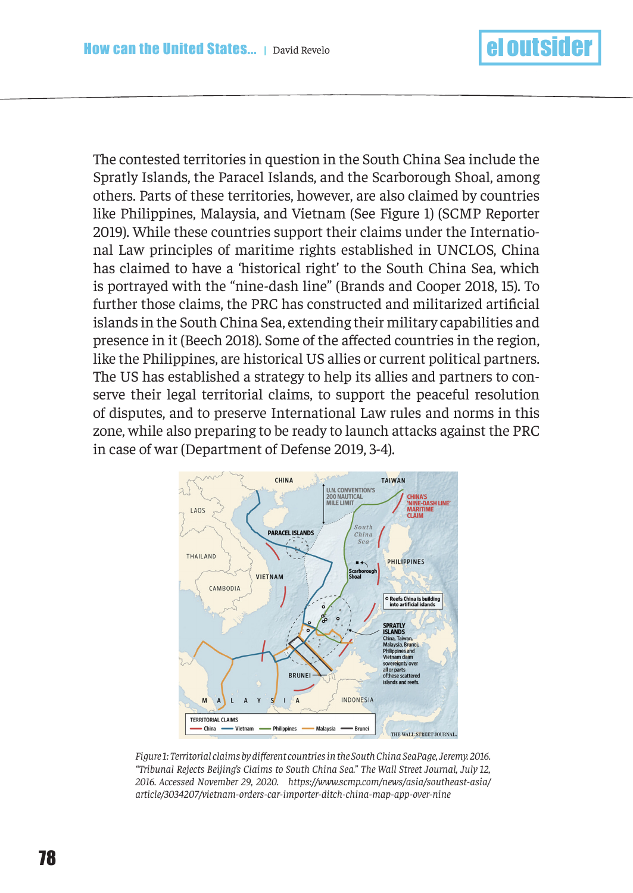The contested territories in question in the South China Sea include the Spratly Islands, the Paracel Islands, and the Scarborough Shoal, among others. Parts of these territories, however, are also claimed by countries like Philippines, Malaysia, and Vietnam (See Figure 1) (SCMP Reporter 2019). While these countries support their claims under the International Law principles of maritime rights established in UNCLOS, China has claimed to have a 'historical right' to the South China Sea, which is portrayed with the "nine-dash line" (Brands and Cooper 2018, 15). To further those claims, the PRC has constructed and militarized artificial islands in the South China Sea, extending their military capabilities and presence in it (Beech 2018). Some of the affected countries in the region, like the Philippines, are historical US allies or current political partners. The US has established a strategy to help its allies and partners to conserve their legal territorial claims, to support the peaceful resolution of disputes, and to preserve International Law rules and norms in this zone, while also preparing to be ready to launch attacks against the PRC in case of war (Department of Defense 2019, 3-4).

*Figure 1: Territorial claims by different countries in the South China SeaPage, Jeremy. 2016. "Tribunal Rejects Beijing's Claims to South China Sea." The Wall Street Journal, July 12, 2016. Accessed November 29, 2020. https://www.scmp.com/news/asia/southeast-asia/article/3034207/vietnam-orders-car-importer-ditch-china-map-app-over-nine*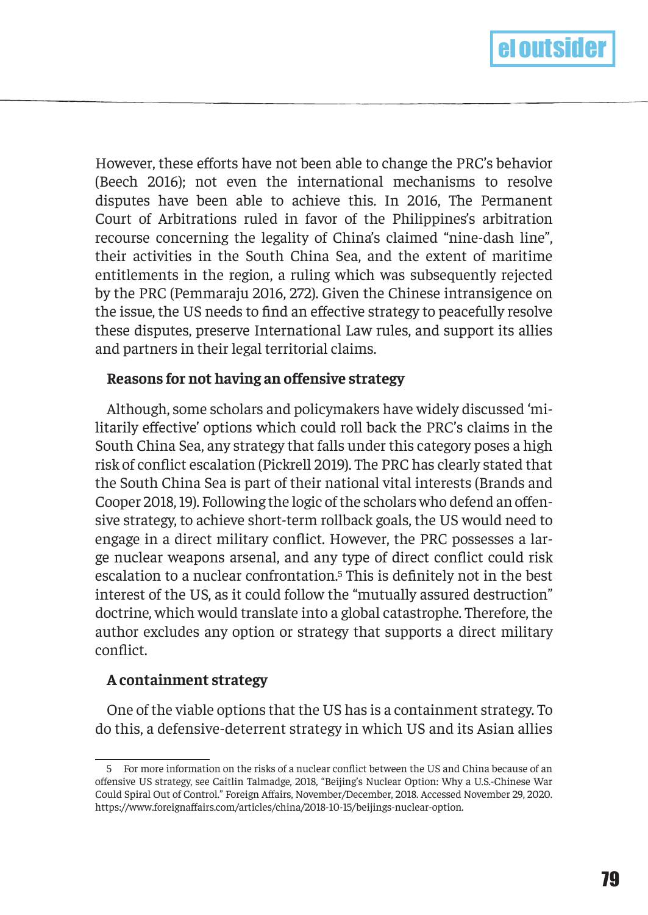However, these efforts have not been able to change the PRC's behavior (Beech 2016); not even the international mechanisms to resolve disputes have been able to achieve this. In 2016, The Permanent Court of Arbitrations ruled in favor of the Philippines's arbitration recourse concerning the legality of China's claimed "nine-dash line", their activities in the South China Sea, and the extent of maritime entitlements in the region, a ruling which was subsequently rejected by the PRC (Pemmaraju 2016, 272). Given the Chinese intransigence on the issue, the US needs to find an effective strategy to peacefully resolve these disputes, preserve International Law rules, and support its allies and partners in their legal territorial claims.

### Reasons for not having an offensive strategy

Although, some scholars and policymakers have widely discussed 'militarily effective' options which could roll back the PRC's claims in the South China Sea, any strategy that falls under this category poses a high risk of conflict escalation (Pickrell 2019). The PRC has clearly stated that the South China Sea is part of their national vital interests (Brands and Cooper 2018, 19). Following the logic of the scholars who defend an offensive strategy, to achieve short-term rollback goals, the US would need to engage in a direct military conflict. However, the PRC possesses a large nuclear weapons arsenal, and any type of direct conflict could risk escalation to a nuclear confrontation.[5] This is definitely not in the best interest of the US, as it could follow the "mutually assured destruction" doctrine, which would translate into a global catastrophe. Therefore, the author excludes any option or strategy that supports a direct military conflict.

### A containment strategy

One of the viable options that the US has is a containment strategy. To do this, a defensive-deterrent strategy in which US and its Asian allies

---

5 For more information on the risks of a nuclear conflict between the US and China because of an offensive US strategy, see Caitlin Talmadge, 2018, "Beijing's Nuclear Option: Why a U.S.-Chinese War Could Spiral Out of Control." Foreign Affairs, November/December, 2018. Accessed November 29, 2020. https://www.foreignaffairs.com/articles/china/2018-10-15/beijings-nuclear-option.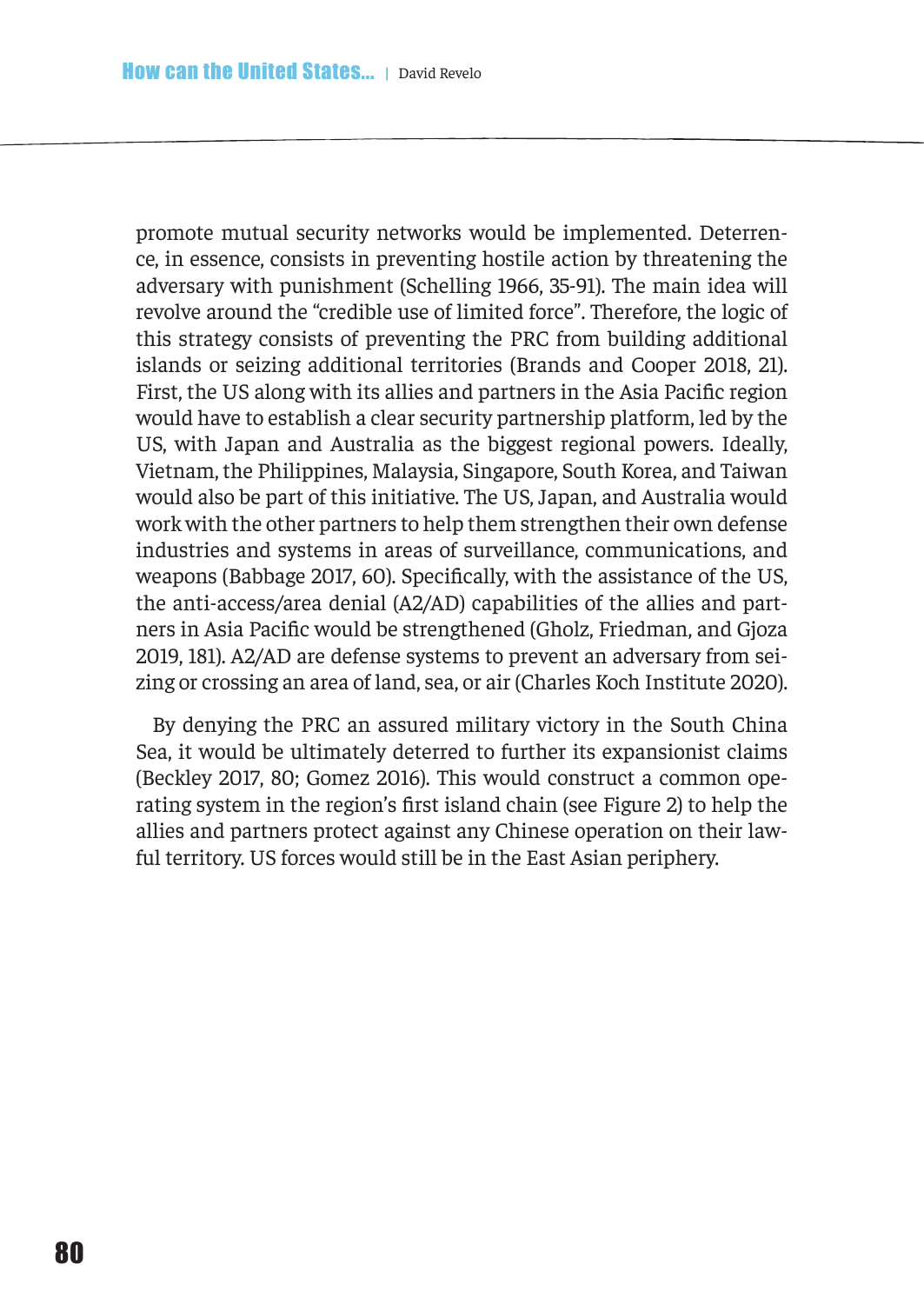promote mutual security networks would be implemented. Deterrence, in essence, consists in preventing hostile action by threatening the adversary with punishment (Schelling 1966, 35-91). The main idea will revolve around the "credible use of limited force". Therefore, the logic of this strategy consists of preventing the PRC from building additional islands or seizing additional territories (Brands and Cooper 2018, 21). First, the US along with its allies and partners in the Asia Pacific region would have to establish a clear security partnership platform, led by the US, with Japan and Australia as the biggest regional powers. Ideally, Vietnam, the Philippines, Malaysia, Singapore, South Korea, and Taiwan would also be part of this initiative. The US, Japan, and Australia would work with the other partners to help them strengthen their own defense industries and systems in areas of surveillance, communications, and weapons (Babbage 2017, 60). Specifically, with the assistance of the US, the anti-access/area denial (A2/AD) capabilities of the allies and partners in Asia Pacific would be strengthened (Gholz, Friedman, and Gjoza 2019, 181). A2/AD are defense systems to prevent an adversary from seizing or crossing an area of land, sea, or air (Charles Koch Institute 2020).

By denying the PRC an assured military victory in the South China Sea, it would be ultimately deterred to further its expansionist claims (Beckley 2017, 80; Gomez 2016). This would construct a common operating system in the region's first island chain (see Figure 2) to help the allies and partners protect against any Chinese operation on their lawful territory. US forces would still be in the East Asian periphery.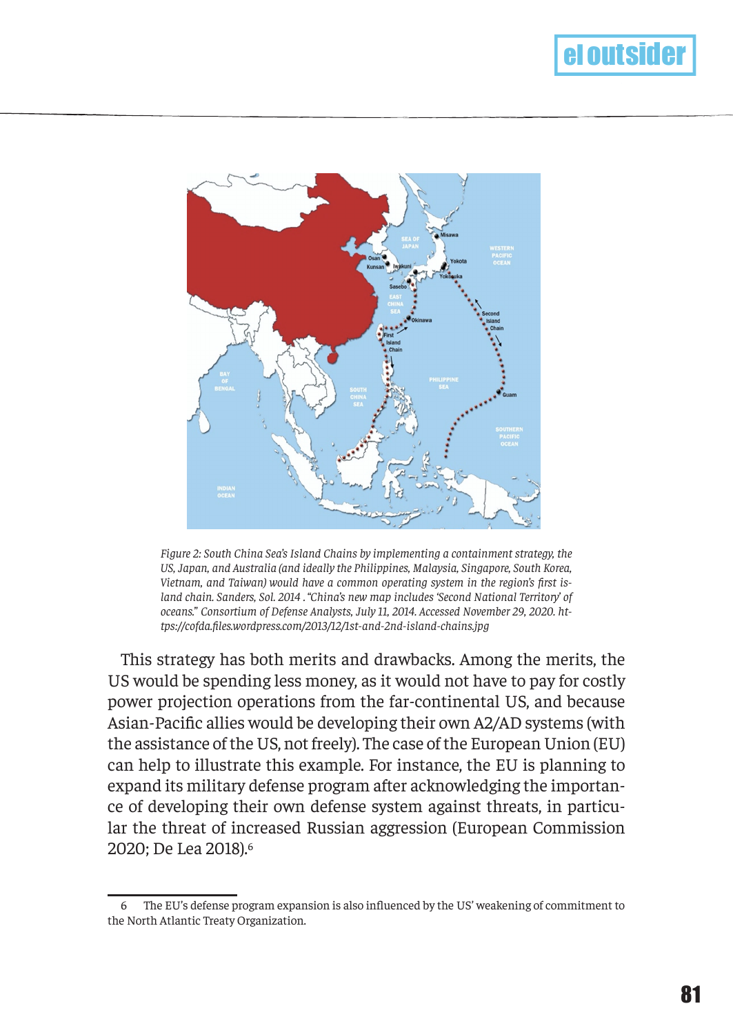*Figure 2: South China Sea's Island Chains by implementing a containment strategy, the US, Japan, and Australia (and ideally the Philippines, Malaysia, Singapore, South Korea, Vietnam, and Taiwan) would have a common operating system in the region's first island chain. Sanders, Sol. 2014 . "China's new map includes 'Second National Territory' of oceans." Consortium of Defense Analysts, July 11, 2014. Accessed November 29, 2020. https://cofda.files.wordpress.com/2013/12/1st-and-2nd-island-chains.jpg*

This strategy has both merits and drawbacks. Among the merits, the US would be spending less money, as it would not have to pay for costly power projection operations from the far-continental US, and because Asian-Pacific allies would be developing their own A2/AD systems (with the assistance of the US, not freely). The case of the European Union (EU) can help to illustrate this example. For instance, the EU is planning to expand its military defense program after acknowledging the importance of developing their own defense system against threats, in particular the threat of increased Russian aggression (European Commission 2020; De Lea 2018).[6]

---

6 The EU's defense program expansion is also influenced by the US' weakening of commitment to the North Atlantic Treaty Organization.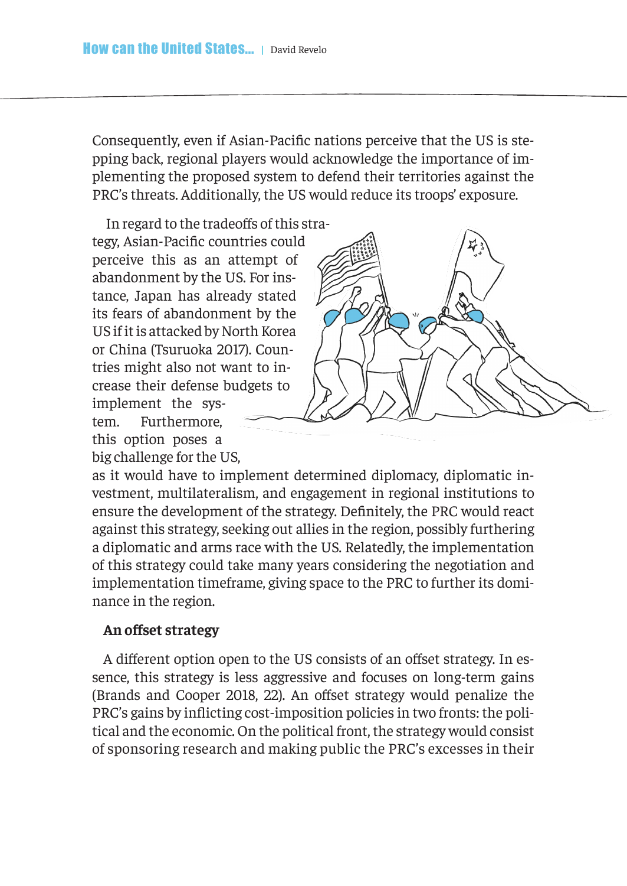Consequently, even if Asian-Pacific nations perceive that the US is stepping back, regional players would acknowledge the importance of implementing the proposed system to defend their territories against the PRC's threats. Additionally, the US would reduce its troops' exposure.

In regard to the tradeoffs of this strategy, Asian-Pacific countries could perceive this as an attempt of abandonment by the US. For instance, Japan has already stated its fears of abandonment by the US if it is attacked by North Korea or China (Tsuruoka 2017). Countries might also not want to increase their defense budgets to implement the system. Furthermore, this option poses a big challenge for the US, as it would have to implement determined diplomacy, diplomatic investment, multilateralism, and engagement in regional institutions to ensure the development of the strategy. Definitely, the PRC would react against this strategy, seeking out allies in the region, possibly furthering a diplomatic and arms race with the US. Relatedly, the implementation of this strategy could take many years considering the negotiation and implementation timeframe, giving space to the PRC to further its dominance in the region.

### An offset strategy

A different option open to the US consists of an offset strategy. In essence, this strategy is less aggressive and focuses on long-term gains (Brands and Cooper 2018, 22). An offset strategy would penalize the PRC's gains by inflicting cost-imposition policies in two fronts: the political and the economic. On the political front, the strategy would consist of sponsoring research and making public the PRC's excesses in their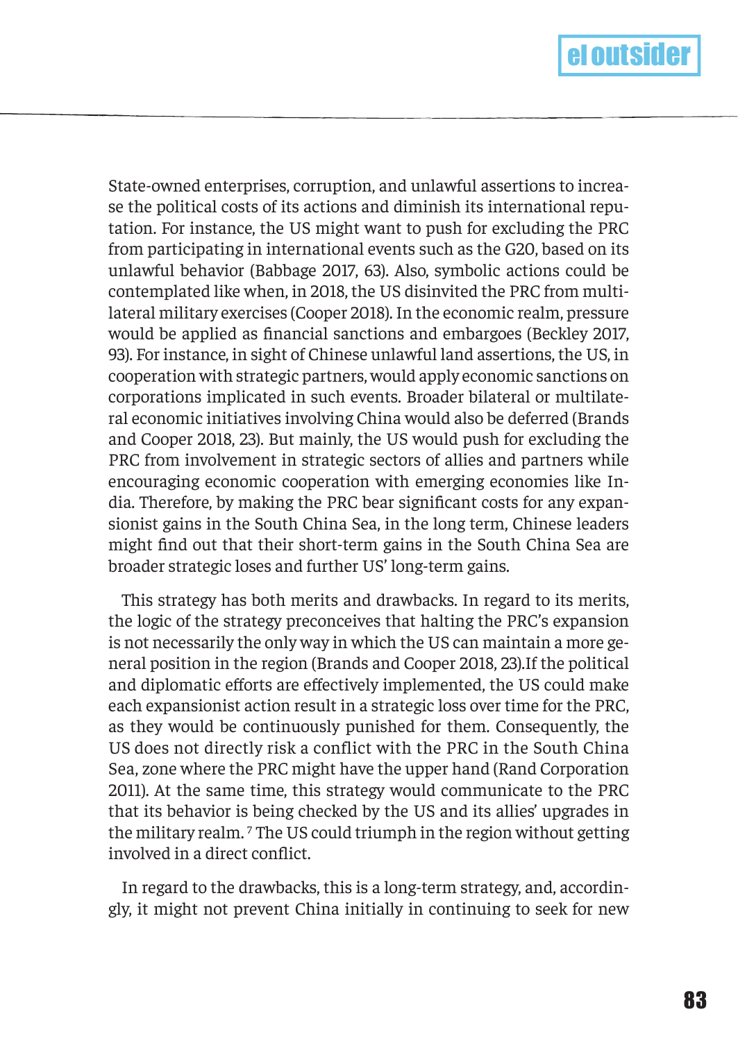State-owned enterprises, corruption, and unlawful assertions to increase the political costs of its actions and diminish its international reputation. For instance, the US might want to push for excluding the PRC from participating in international events such as the G20, based on its unlawful behavior (Babbage 2017, 63). Also, symbolic actions could be contemplated like when, in 2018, the US disinvited the PRC from multilateral military exercises (Cooper 2018). In the economic realm, pressure would be applied as financial sanctions and embargoes (Beckley 2017, 93). For instance, in sight of Chinese unlawful land assertions, the US, in cooperation with strategic partners, would apply economic sanctions on corporations implicated in such events. Broader bilateral or multilateral economic initiatives involving China would also be deferred (Brands and Cooper 2018, 23). But mainly, the US would push for excluding the PRC from involvement in strategic sectors of allies and partners while encouraging economic cooperation with emerging economies like India. Therefore, by making the PRC bear significant costs for any expansionist gains in the South China Sea, in the long term, Chinese leaders might find out that their short-term gains in the South China Sea are broader strategic loses and further US' long-term gains.

This strategy has both merits and drawbacks. In regard to its merits, the logic of the strategy preconceives that halting the PRC's expansion is not necessarily the only way in which the US can maintain a more general position in the region (Brands and Cooper 2018, 23).If the political and diplomatic efforts are effectively implemented, the US could make each expansionist action result in a strategic loss over time for the PRC, as they would be continuously punished for them. Consequently, the US does not directly risk a conflict with the PRC in the South China Sea, zone where the PRC might have the upper hand (Rand Corporation 2011). At the same time, this strategy would communicate to the PRC that its behavior is being checked by the US and its allies' upgrades in the military realm. [7] The US could triumph in the region without getting involved in a direct conflict.

In regard to the drawbacks, this is a long-term strategy, and, accordingly, it might not prevent China initially in continuing to seek for new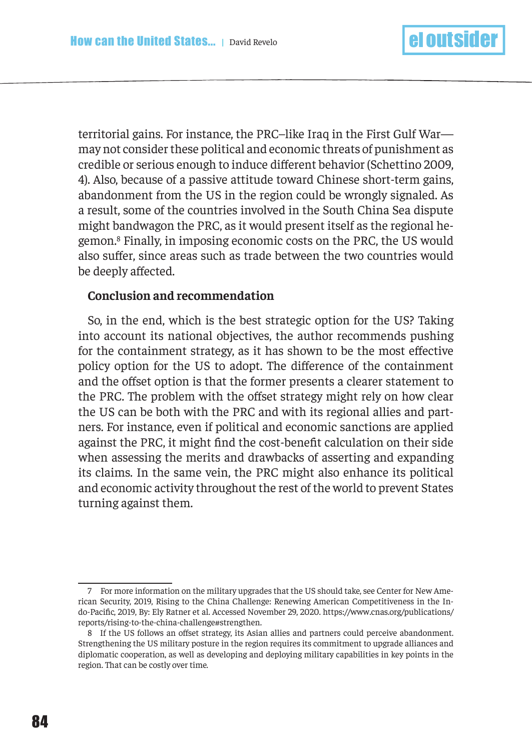territorial gains. For instance, the PRC–like Iraq in the First Gulf War—may not consider these political and economic threats of punishment as credible or serious enough to induce different behavior (Schettino 2009, 4). Also, because of a passive attitude toward Chinese short-term gains, abandonment from the US in the region could be wrongly signaled. As a result, some of the countries involved in the South China Sea dispute might bandwagon the PRC, as it would present itself as the regional hegemon.[8] Finally, in imposing economic costs on the PRC, the US would also suffer, since areas such as trade between the two countries would be deeply affected.

## Conclusion and recommendation

So, in the end, which is the best strategic option for the US? Taking into account its national objectives, the author recommends pushing for the containment strategy, as it has shown to be the most effective policy option for the US to adopt. The difference of the containment and the offset option is that the former presents a clearer statement to the PRC. The problem with the offset strategy might rely on how clear the US can be both with the PRC and with its regional allies and partners. For instance, even if political and economic sanctions are applied against the PRC, it might find the cost-benefit calculation on their side when assessing the merits and drawbacks of asserting and expanding its claims. In the same vein, the PRC might also enhance its political and economic activity throughout the rest of the world to prevent States turning against them.

---

7 For more information on the military upgrades that the US should take, see Center for New American Security, 2019, Rising to the China Challenge: Renewing American Competitiveness in the Indo-Pacific, 2019, By: Ely Ratner et al. Accessed November 29, 2020. https://www.cnas.org/publications/reports/rising-to-the-china-challenge#strengthen.

8 If the US follows an offset strategy, its Asian allies and partners could perceive abandonment. Strengthening the US military posture in the region requires its commitment to upgrade alliances and diplomatic cooperation, as well as developing and deploying military capabilities in key points in the region. That can be costly over time.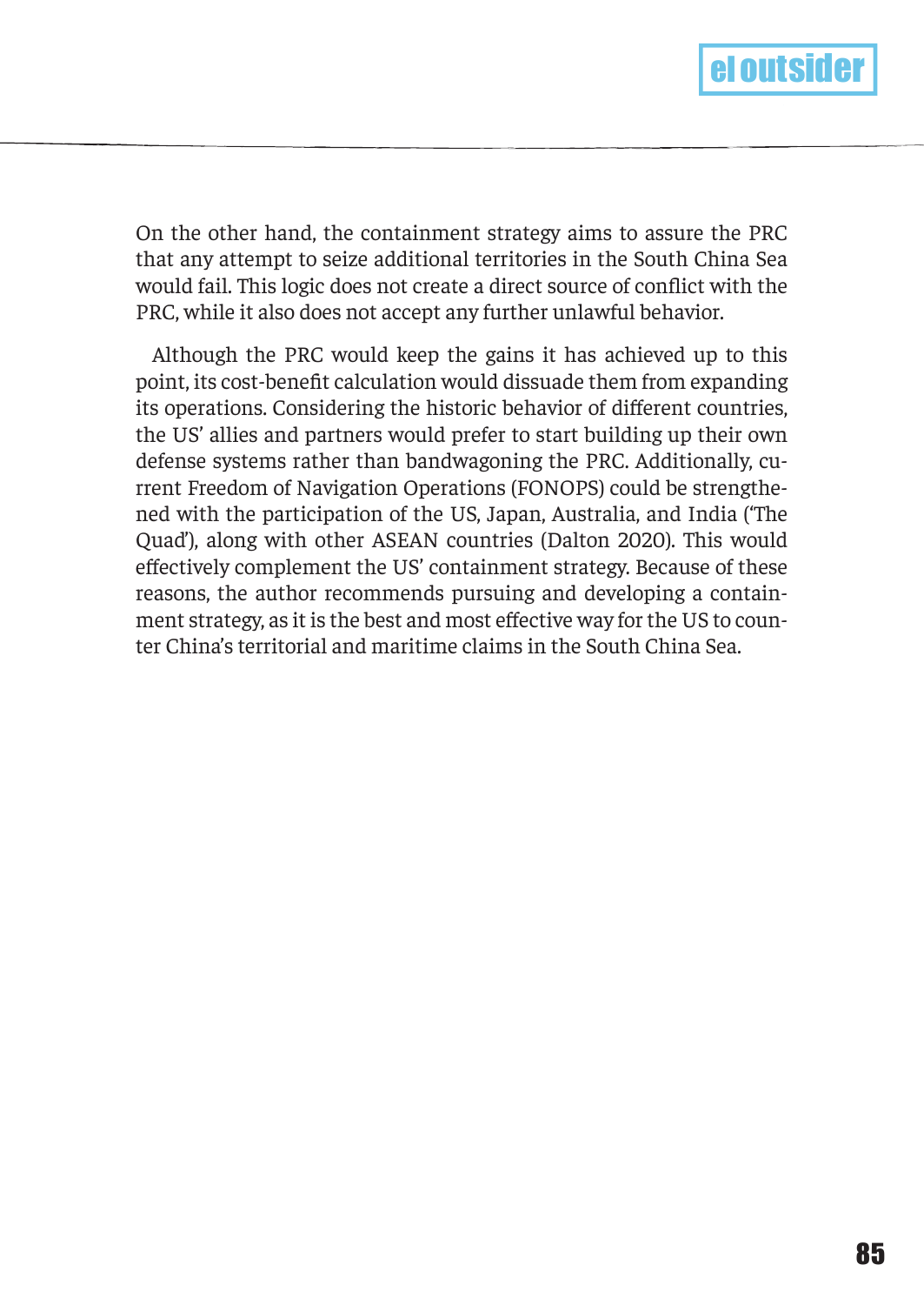On the other hand, the containment strategy aims to assure the PRC that any attempt to seize additional territories in the South China Sea would fail. This logic does not create a direct source of conflict with the PRC, while it also does not accept any further unlawful behavior.

Although the PRC would keep the gains it has achieved up to this point, its cost-benefit calculation would dissuade them from expanding its operations. Considering the historic behavior of different countries, the US' allies and partners would prefer to start building up their own defense systems rather than bandwagoning the PRC. Additionally, current Freedom of Navigation Operations (FONOPS) could be strengthened with the participation of the US, Japan, Australia, and India ('The Quad'), along with other ASEAN countries (Dalton 2020). This would effectively complement the US' containment strategy. Because of these reasons, the author recommends pursuing and developing a containment strategy, as it is the best and most effective way for the US to counter China's territorial and maritime claims in the South China Sea.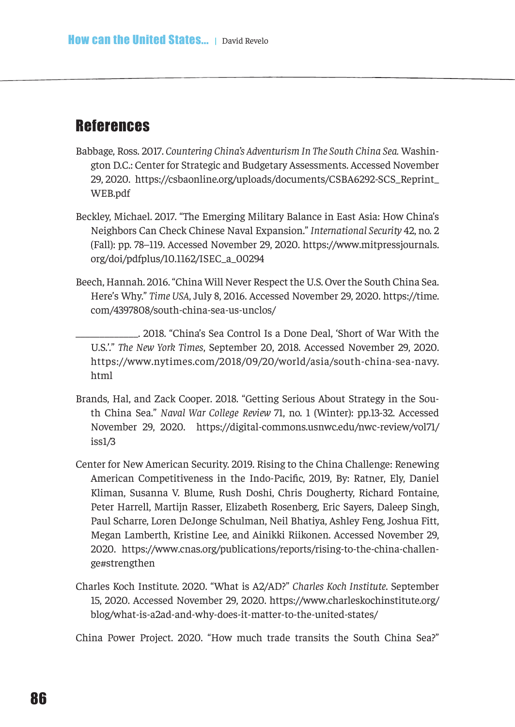## References

Babbage, Ross. 2017. *Countering China's Adventurism In The South China Sea.* Washington D.C.: Center for Strategic and Budgetary Assessments. Accessed November 29, 2020. https://csbaonline.org/uploads/documents/CSBA6292-SCS_Reprint_WEB.pdf

Beckley, Michael. 2017. "The Emerging Military Balance in East Asia: How China's Neighbors Can Check Chinese Naval Expansion." *International Security* 42, no. 2 (Fall): pp. 78–119. Accessed November 29, 2020. https://www.mitpressjournals.org/doi/pdfplus/10.1162/ISEC_a_00294

Beech, Hannah. 2016. "China Will Never Respect the U.S. Over the South China Sea. Here's Why." *Time USA*, July 8, 2016. Accessed November 29, 2020. https://time.com/4397808/south-china-sea-us-unclos/

\_\_\_\_\_\_\_\_\_\_\_\_\_. 2018. "China's Sea Control Is a Done Deal, 'Short of War With the U.S.'." *The New York Times*, September 20, 2018. Accessed November 29, 2020. https://www.nytimes.com/2018/09/20/world/asia/south-china-sea-navy.html

Brands, Hal, and Zack Cooper. 2018. "Getting Serious About Strategy in the South China Sea." *Naval War College Review* 71, no. 1 (Winter): pp.13-32. Accessed November 29, 2020. https://digital-commons.usnwc.edu/nwc-review/vol71/iss1/3

Center for New American Security. 2019. Rising to the China Challenge: Renewing American Competitiveness in the Indo-Pacific, 2019, By: Ratner, Ely, Daniel Kliman, Susanna V. Blume, Rush Doshi, Chris Dougherty, Richard Fontaine, Peter Harrell, Martijn Rasser, Elizabeth Rosenberg, Eric Sayers, Daleep Singh, Paul Scharre, Loren DeJonge Schulman, Neil Bhatiya, Ashley Feng, Joshua Fitt, Megan Lamberth, Kristine Lee, and Ainikki Riikonen. Accessed November 29, 2020. https://www.cnas.org/publications/reports/rising-to-the-china-challenge#strengthen

Charles Koch Institute. 2020. "What is A2/AD?" *Charles Koch Institute*. September 15, 2020. Accessed November 29, 2020. https://www.charleskochinstitute.org/blog/what-is-a2ad-and-why-does-it-matter-to-the-united-states/

China Power Project. 2020. "How much trade transits the South China Sea?"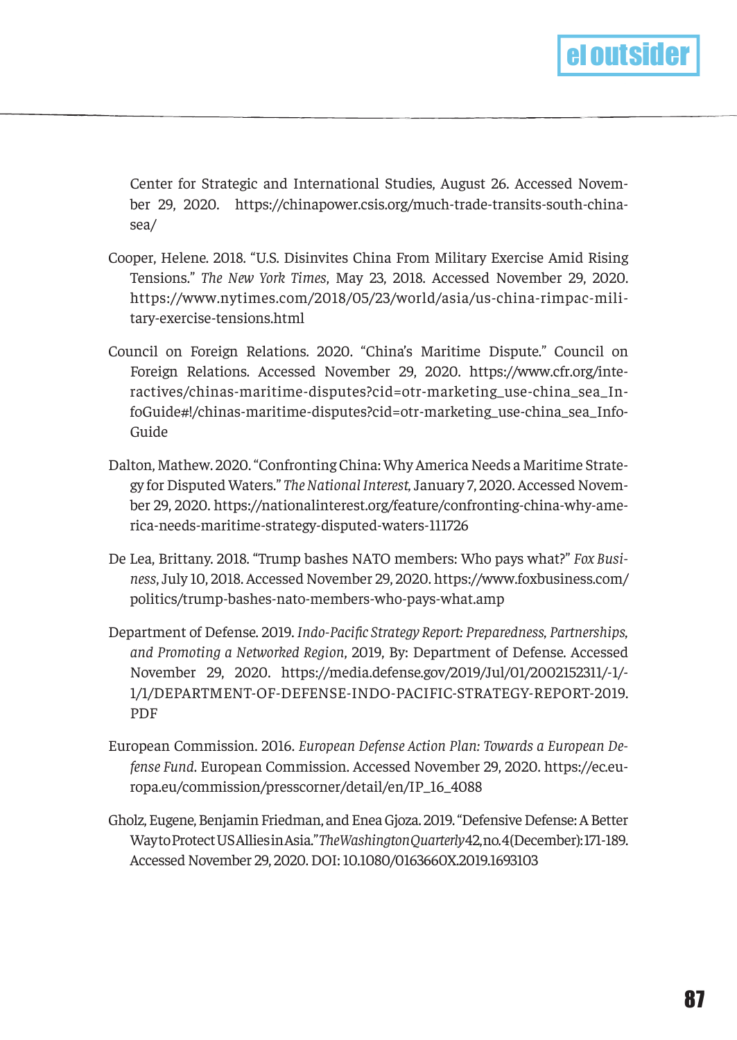Center for Strategic and International Studies, August 26. Accessed November 29, 2020. https://chinapower.csis.org/much-trade-transits-south-china-sea/

Cooper, Helene. 2018. "U.S. Disinvites China From Military Exercise Amid Rising Tensions." *The New York Times*, May 23, 2018. Accessed November 29, 2020. https://www.nytimes.com/2018/05/23/world/asia/us-china-rimpac-military-exercise-tensions.html

Council on Foreign Relations. 2020. "China's Maritime Dispute." Council on Foreign Relations. Accessed November 29, 2020. https://www.cfr.org/interactives/chinas-maritime-disputes?cid=otr-marketing_use-china_sea_InfoGuide#!/chinas-maritime-disputes?cid=otr-marketing_use-china_sea_InfoGuide

Dalton, Mathew. 2020. "Confronting China: Why America Needs a Maritime Strategy for Disputed Waters." *The National Interest*, January 7, 2020. Accessed November 29, 2020. https://nationalinterest.org/feature/confronting-china-why-america-needs-maritime-strategy-disputed-waters-111726

De Lea, Brittany. 2018. "Trump bashes NATO members: Who pays what?" *Fox Business*, July 10, 2018. Accessed November 29, 2020. https://www.foxbusiness.com/politics/trump-bashes-nato-members-who-pays-what.amp

Department of Defense. 2019. *Indo-Pacific Strategy Report: Preparedness, Partnerships, and Promoting a Networked Region*, 2019, By: Department of Defense. Accessed November 29, 2020. https://media.defense.gov/2019/Jul/01/2002152311/-1/-1/1/DEPARTMENT-OF-DEFENSE-INDO-PACIFIC-STRATEGY-REPORT-2019.PDF

European Commission. 2016. *European Defense Action Plan: Towards a European Defense Fund*. European Commission. Accessed November 29, 2020. https://ec.europa.eu/commission/presscorner/detail/en/IP_16_4088

Gholz, Eugene, Benjamin Friedman, and Enea Gjoza. 2019. "Defensive Defense: A Better Way to Protect US Allies in Asia." *The Washington Quarterly* 42, no. 4 (December): 171-189. Accessed November 29, 2020. DOI: 10.1080/0163660X.2019.1693103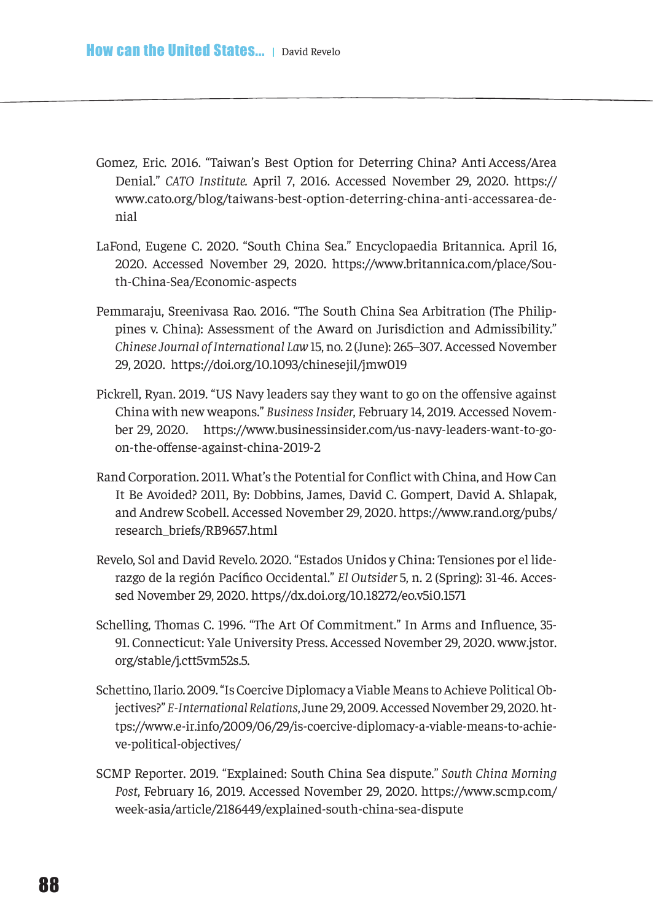Gomez, Eric. 2016. “Taiwan’s Best Option for Deterring China? Anti Access/Area Denial.” *CATO Institute.* April 7, 2016. Accessed November 29, 2020. https://www.cato.org/blog/taiwans-best-option-deterring-china-anti-accessarea-denial

LaFond, Eugene C. 2020. “South China Sea.” Encyclopaedia Britannica. April 16, 2020. Accessed November 29, 2020. https://www.britannica.com/place/South-China-Sea/Economic-aspects

Pemmaraju, Sreenivasa Rao. 2016. “The South China Sea Arbitration (The Philippines v. China): Assessment of the Award on Jurisdiction and Admissibility.” *Chinese Journal of International Law* 15, no. 2 (June): 265–307. Accessed November 29, 2020. https://doi.org/10.1093/chinesejil/jmw019

Pickrell, Ryan. 2019. “US Navy leaders say they want to go on the offensive against China with new weapons.” *Business Insider*, February 14, 2019. Accessed November 29, 2020. https://www.businessinsider.com/us-navy-leaders-want-to-go-on-the-offense-against-china-2019-2

Rand Corporation. 2011. What’s the Potential for Conflict with China, and How Can It Be Avoided? 2011, By: Dobbins, James, David C. Gompert, David A. Shlapak, and Andrew Scobell. Accessed November 29, 2020. https://www.rand.org/pubs/research_briefs/RB9657.html

Revelo, Sol and David Revelo. 2020. “Estados Unidos y China: Tensiones por el liderazgo de la región Pacífico Occidental.” *El Outsider* 5, n. 2 (Spring): 31-46. Accessed November 29, 2020. https//dx.doi.org/10.18272/eo.v5i0.1571

Schelling, Thomas C. 1996. “The Art Of Commitment.” In Arms and Influence, 35-91. Connecticut: Yale University Press. Accessed November 29, 2020. www.jstor.org/stable/j.ctt5vm52s.5.

Schettino, Ilario. 2009. “Is Coercive Diplomacy a Viable Means to Achieve Political Objectives?” *E-International Relations*, June 29, 2009. Accessed November 29, 2020. https://www.e-ir.info/2009/06/29/is-coercive-diplomacy-a-viable-means-to-achieve-political-objectives/

SCMP Reporter. 2019. “Explained: South China Sea dispute.” *South China Morning Post*, February 16, 2019. Accessed November 29, 2020. https://www.scmp.com/week-asia/article/2186449/explained-south-china-sea-dispute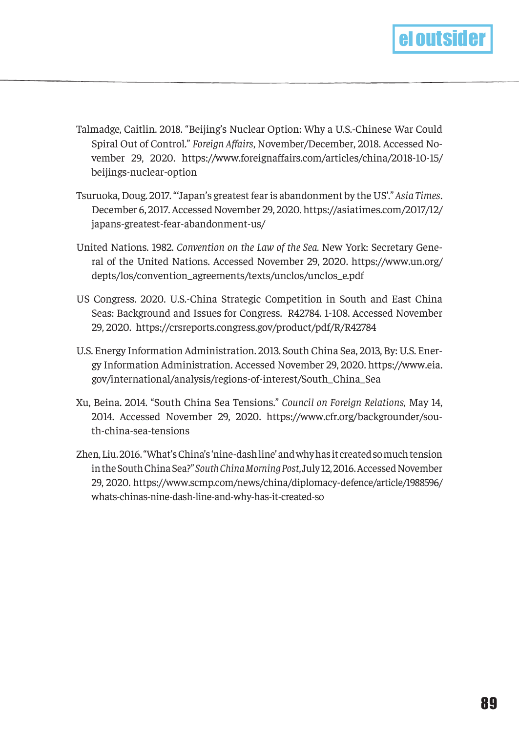Talmadge, Caitlin. 2018. "Beijing's Nuclear Option: Why a U.S.-Chinese War Could Spiral Out of Control." *Foreign Affairs*, November/December, 2018. Accessed November 29, 2020. https://www.foreignaffairs.com/articles/china/2018-10-15/beijings-nuclear-option

Tsuruoka, Doug. 2017. "'Japan's greatest fear is abandonment by the US'." *Asia Times*. December 6, 2017. Accessed November 29, 2020. https://asiatimes.com/2017/12/japans-greatest-fear-abandonment-us/

United Nations. 1982. *Convention on the Law of the Sea.* New York: Secretary General of the United Nations. Accessed November 29, 2020. https://www.un.org/depts/los/convention_agreements/texts/unclos/unclos_e.pdf

US Congress. 2020. U.S.-China Strategic Competition in South and East China Seas: Background and Issues for Congress. R42784. 1-108. Accessed November 29, 2020. https://crsreports.congress.gov/product/pdf/R/R42784

U.S. Energy Information Administration. 2013. South China Sea, 2013, By: U.S. Energy Information Administration. Accessed November 29, 2020. https://www.eia.gov/international/analysis/regions-of-interest/South_China_Sea

Xu, Beina. 2014. "South China Sea Tensions." *Council on Foreign Relations,* May 14, 2014. Accessed November 29, 2020. https://www.cfr.org/backgrounder/south-china-sea-tensions

Zhen, Liu. 2016. "What's China's 'nine-dash line' and why has it created so much tension in the South China Sea?" *South China Morning Post*, July 12, 2016. Accessed November 29, 2020. https://www.scmp.com/news/china/diplomacy-defence/article/1988596/whats-chinas-nine-dash-line-and-why-has-it-created-so